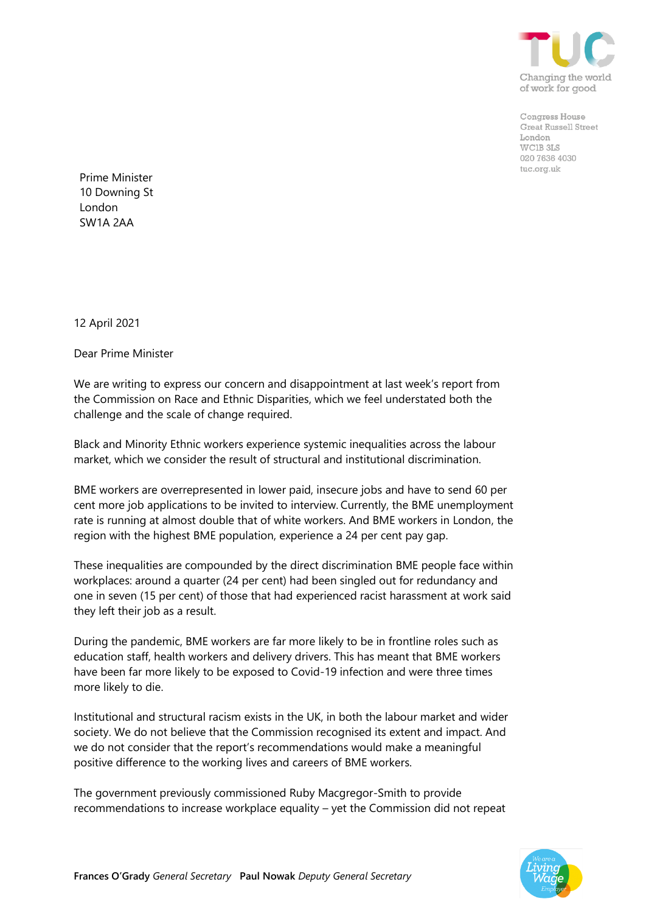Congress House
Great Russell Street
London
WC1B 3LS
020 7636 4030
tuc.org.uk

Prime Minister
10 Downing St
London
SW1A 2AA

12 April 2021

Dear Prime Minister

We are writing to express our concern and disappointment at last week's report from the Commission on Race and Ethnic Disparities, which we feel understated both the challenge and the scale of change required.

Black and Minority Ethnic workers experience systemic inequalities across the labour market, which we consider the result of structural and institutional discrimination.

BME workers are overrepresented in lower paid, insecure jobs and have to send 60 per cent more job applications to be invited to interview. Currently, the BME unemployment rate is running at almost double that of white workers. And BME workers in London, the region with the highest BME population, experience a 24 per cent pay gap.

These inequalities are compounded by the direct discrimination BME people face within workplaces: around a quarter (24 per cent) had been singled out for redundancy and one in seven (15 per cent) of those that had experienced racist harassment at work said they left their job as a result.

During the pandemic, BME workers are far more likely to be in frontline roles such as education staff, health workers and delivery drivers. This has meant that BME workers have been far more likely to be exposed to Covid-19 infection and were three times more likely to die.

Institutional and structural racism exists in the UK, in both the labour market and wider society. We do not believe that the Commission recognised its extent and impact. And we do not consider that the report's recommendations would make a meaningful positive difference to the working lives and careers of BME workers.

The government previously commissioned Ruby Macgregor-Smith to provide recommendations to increase workplace equality – yet the Commission did not repeat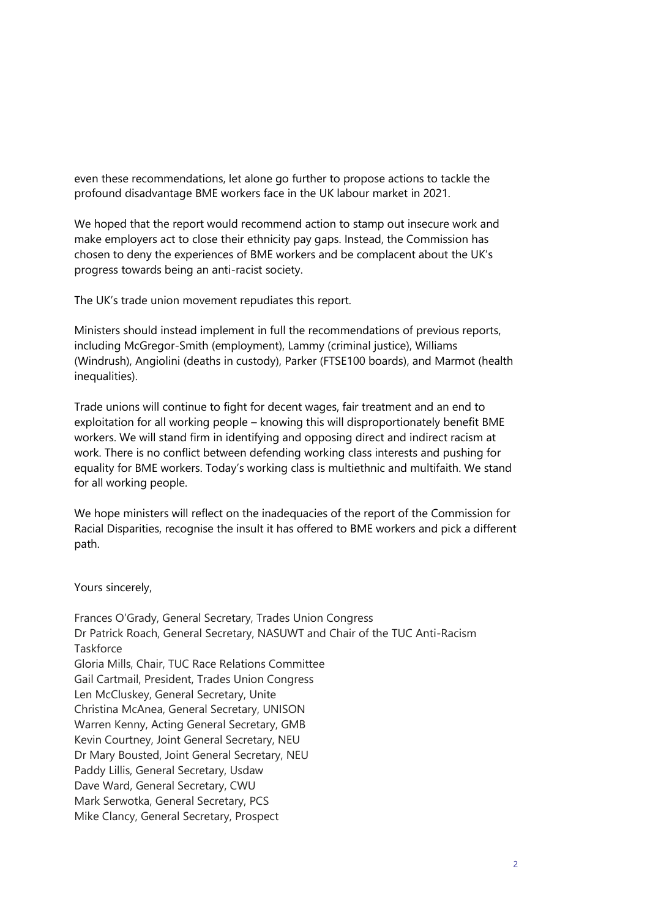even these recommendations, let alone go further to propose actions to tackle the profound disadvantage BME workers face in the UK labour market in 2021.

We hoped that the report would recommend action to stamp out insecure work and make employers act to close their ethnicity pay gaps. Instead, the Commission has chosen to deny the experiences of BME workers and be complacent about the UK's progress towards being an anti-racist society.

The UK's trade union movement repudiates this report.

Ministers should instead implement in full the recommendations of previous reports, including McGregor-Smith (employment), Lammy (criminal justice), Williams (Windrush), Angiolini (deaths in custody), Parker (FTSE100 boards), and Marmot (health inequalities).

Trade unions will continue to fight for decent wages, fair treatment and an end to exploitation for all working people – knowing this will disproportionately benefit BME workers. We will stand firm in identifying and opposing direct and indirect racism at work. There is no conflict between defending working class interests and pushing for equality for BME workers. Today's working class is multiethnic and multifaith. We stand for all working people.

We hope ministers will reflect on the inadequacies of the report of the Commission for Racial Disparities, recognise the insult it has offered to BME workers and pick a different path.

Yours sincerely,

Frances O'Grady, General Secretary, Trades Union Congress
Dr Patrick Roach, General Secretary, NASUWT and Chair of the TUC Anti-Racism Taskforce
Gloria Mills, Chair, TUC Race Relations Committee
Gail Cartmail, President, Trades Union Congress
Len McCluskey, General Secretary, Unite
Christina McAnea, General Secretary, UNISON
Warren Kenny, Acting General Secretary, GMB
Kevin Courtney, Joint General Secretary, NEU
Dr Mary Bousted, Joint General Secretary, NEU
Paddy Lillis, General Secretary, Usdaw
Dave Ward, General Secretary, CWU
Mark Serwotka, General Secretary, PCS
Mike Clancy, General Secretary, Prospect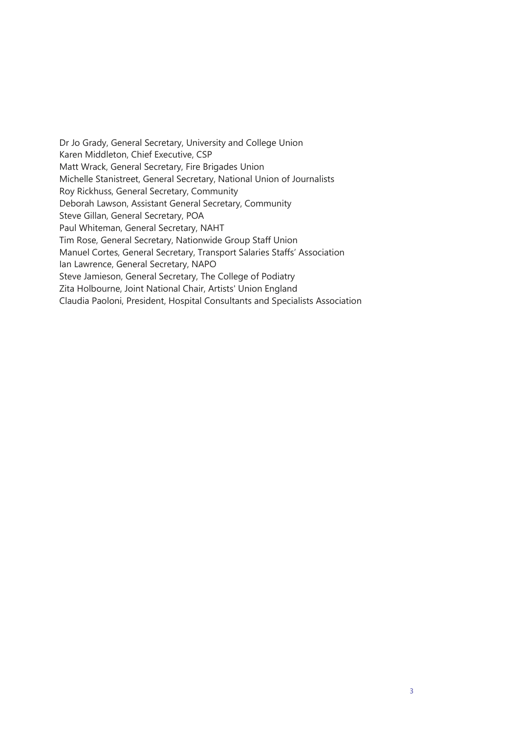Dr Jo Grady, General Secretary, University and College Union
Karen Middleton, Chief Executive, CSP
Matt Wrack, General Secretary, Fire Brigades Union
Michelle Stanistreet, General Secretary, National Union of Journalists
Roy Rickhuss, General Secretary, Community
Deborah Lawson, Assistant General Secretary, Community
Steve Gillan, General Secretary, POA
Paul Whiteman, General Secretary, NAHT
Tim Rose, General Secretary, Nationwide Group Staff Union
Manuel Cortes, General Secretary, Transport Salaries Staffs' Association
Ian Lawrence, General Secretary, NAPO
Steve Jamieson, General Secretary, The College of Podiatry
Zita Holbourne, Joint National Chair, Artists' Union England
Claudia Paoloni, President, Hospital Consultants and Specialists Association